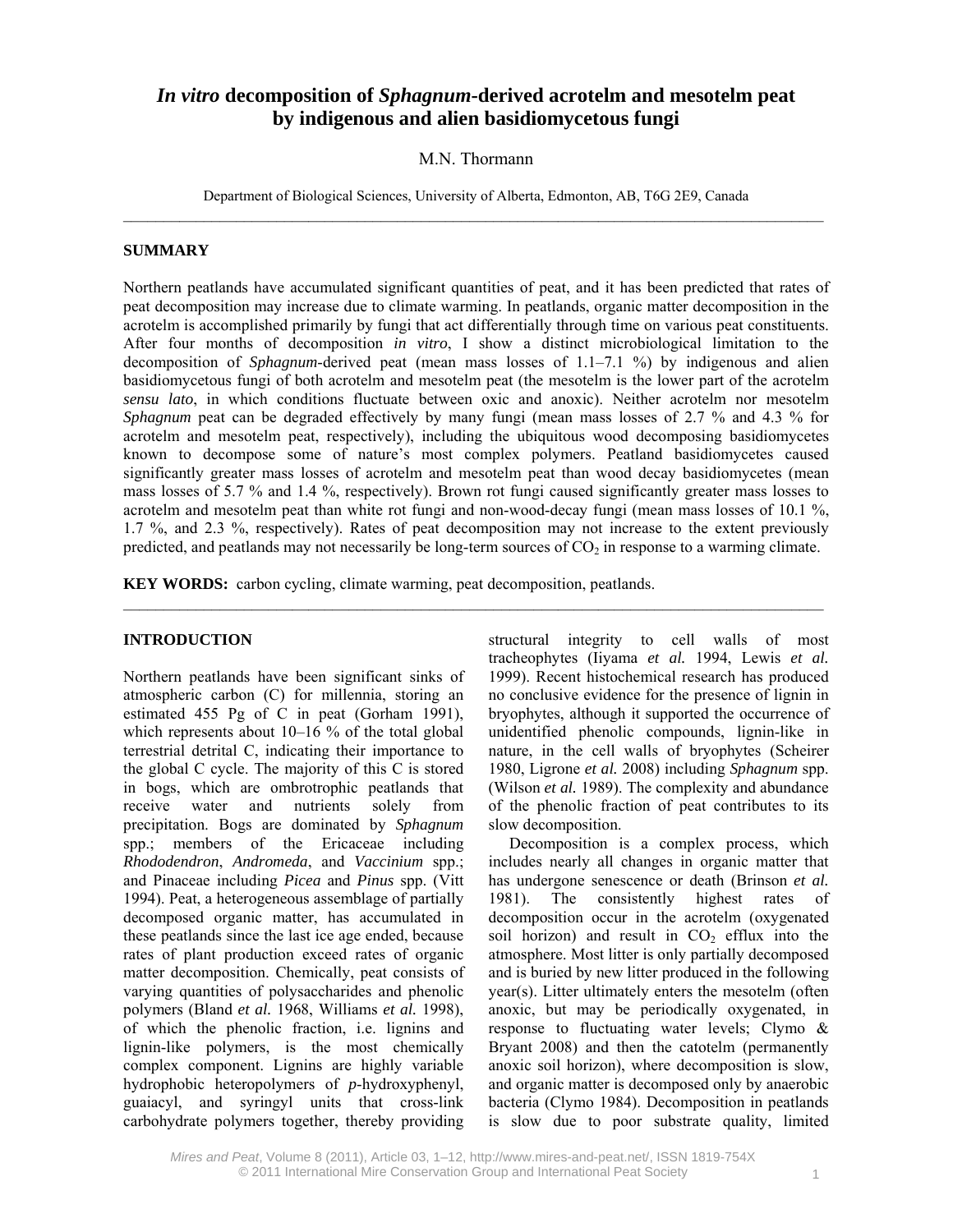# *In vitro* decomposition of *Sphagnum*-derived acrotelm and mesotelm peat by indigenous and alien basidiomycetous fungi

M.N. Thormann

Department of Biological Sciences, University of Alberta, Edmonton, AB, T6G 2E9, Canada

## SUMMARY

Northern peatlands have accumulated significant quantities of peat, and it has been predicted that rates of peat decomposition may increase due to climate warming. In peatlands, organic matter decomposition in the acrotelm is accomplished primarily by fungi that act differentially through time on various peat constituents. After four months of decomposition *in vitro*, I show a distinct microbiological limitation to the decomposition of *Sphagnum*-derived peat (mean mass losses of 1.1–7.1 %) by indigenous and alien basidiomycetous fungi of both acrotelm and mesotelm peat (the mesotelm is the lower part of the acrotelm *sensu lato*, in which conditions fluctuate between oxic and anoxic). Neither acrotelm nor mesotelm *Sphagnum* peat can be degraded effectively by many fungi (mean mass losses of 2.7 % and 4.3 % for acrotelm and mesotelm peat, respectively), including the ubiquitous wood decomposing basidiomycetes known to decompose some of nature's most complex polymers. Peatland basidiomycetes caused significantly greater mass losses of acrotelm and mesotelm peat than wood decay basidiomycetes (mean mass losses of 5.7 % and 1.4 %, respectively). Brown rot fungi caused significantly greater mass losses to acrotelm and mesotelm peat than white rot fungi and non-wood-decay fungi (mean mass losses of 10.1 %, 1.7 %, and 2.3 %, respectively). Rates of peat decomposition may not increase to the extent previously predicted, and peatlands may not necessarily be long-term sources of $CO_2$ in response to a warming climate.

**KEY WORDS:** carbon cycling, climate warming, peat decomposition, peatlands.

## INTRODUCTION

Northern peatlands have been significant sinks of atmospheric carbon (C) for millennia, storing an estimated 455 Pg of C in peat (Gorham 1991), which represents about 10–16 % of the total global terrestrial detrital C, indicating their importance to the global C cycle. The majority of this C is stored in bogs, which are ombrotrophic peatlands that receive water and nutrients solely from precipitation. Bogs are dominated by *Sphagnum* spp.; members of the Ericaceae including *Rhododendron*, *Andromeda*, and *Vaccinium* spp.; and Pinaceae including *Picea* and *Pinus* spp. (Vitt 1994). Peat, a heterogeneous assemblage of partially decomposed organic matter, has accumulated in these peatlands since the last ice age ended, because rates of plant production exceed rates of organic matter decomposition. Chemically, peat consists of varying quantities of polysaccharides and phenolic polymers (Bland *et al.* 1968, Williams *et al.* 1998), of which the phenolic fraction, i.e. lignins and lignin-like polymers, is the most chemically complex component. Lignins are highly variable hydrophobic heteropolymers of *p*-hydroxyphenyl, guaiacyl, and syringyl units that cross-link carbohydrate polymers together, thereby providing structural integrity to cell walls of most tracheophytes (Iiyama *et al.* 1994, Lewis *et al.* 1999). Recent histochemical research has produced no conclusive evidence for the presence of lignin in bryophytes, although it supported the occurrence of unidentified phenolic compounds, lignin-like in nature, in the cell walls of bryophytes (Scheirer 1980, Ligrone *et al.* 2008) including *Sphagnum* spp. (Wilson *et al.* 1989). The complexity and abundance of the phenolic fraction of peat contributes to its slow decomposition.

Decomposition is a complex process, which includes nearly all changes in organic matter that has undergone senescence or death (Brinson *et al.* 1981). The consistently highest rates of decomposition occur in the acrotelm (oxygenated soil horizon) and result in $CO_2$ efflux into the atmosphere. Most litter is only partially decomposed and is buried by new litter produced in the following year(s). Litter ultimately enters the mesotelm (often anoxic, but may be periodically oxygenated, in response to fluctuating water levels; Clymo & Bryant 2008) and then the catotelm (permanently anoxic soil horizon), where decomposition is slow, and organic matter is decomposed only by anaerobic bacteria (Clymo 1984). Decomposition in peatlands is slow due to poor substrate quality, limited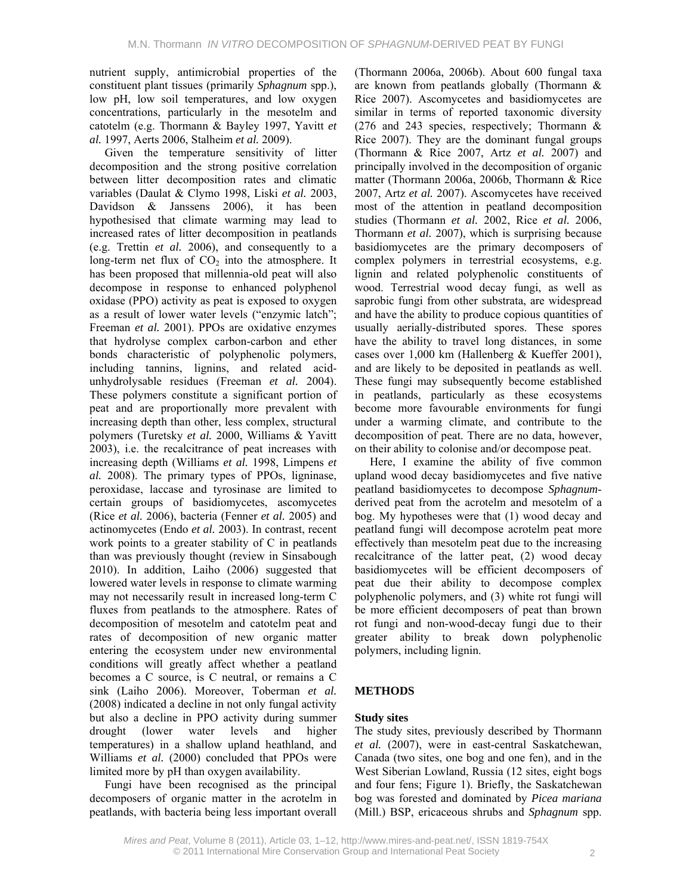nutrient supply, antimicrobial properties of the constituent plant tissues (primarily *Sphagnum* spp.), low pH, low soil temperatures, and low oxygen concentrations, particularly in the mesotelm and catotelm (e.g. Thormann & Bayley 1997, Yavitt *et al.* 1997, Aerts 2006, Stalheim *et al.* 2009).

Given the temperature sensitivity of litter decomposition and the strong positive correlation between litter decomposition rates and climatic variables (Daulat & Clymo 1998, Liski *et al.* 2003, Davidson & Janssens 2006), it has been hypothesised that climate warming may lead to increased rates of litter decomposition in peatlands (e.g. Trettin *et al.* 2006), and consequently to a long-term net flux of $CO_2$ into the atmosphere. It has been proposed that millennia-old peat will also decompose in response to enhanced polyphenol oxidase (PPO) activity as peat is exposed to oxygen as a result of lower water levels ("enzymic latch"; Freeman *et al.* 2001). PPOs are oxidative enzymes that hydrolyse complex carbon-carbon and ether bonds characteristic of polyphenolic polymers, including tannins, lignins, and related acid-unhydrolysable residues (Freeman *et al.* 2004). These polymers constitute a significant portion of peat and are proportionally more prevalent with increasing depth than other, less complex, structural polymers (Turetsky *et al.* 2000, Williams & Yavitt 2003), i.e. the recalcitrance of peat increases with increasing depth (Williams *et al.* 1998, Limpens *et al.* 2008). The primary types of PPOs, ligninase, peroxidase, laccase and tyrosinase are limited to certain groups of basidiomycetes, ascomycetes (Rice *et al.* 2006), bacteria (Fenner *et al.* 2005) and actinomycetes (Endo *et al.* 2003). In contrast, recent work points to a greater stability of C in peatlands than was previously thought (review in Sinsabough 2010). In addition, Laiho (2006) suggested that lowered water levels in response to climate warming may not necessarily result in increased long-term C fluxes from peatlands to the atmosphere. Rates of decomposition of mesotelm and catotelm peat and rates of decomposition of new organic matter entering the ecosystem under new environmental conditions will greatly affect whether a peatland becomes a C source, is C neutral, or remains a C sink (Laiho 2006). Moreover, Toberman *et al.* (2008) indicated a decline in not only fungal activity but also a decline in PPO activity during summer drought (lower water levels and higher temperatures) in a shallow upland heathland, and Williams *et al.* (2000) concluded that PPOs were limited more by pH than oxygen availability.

Fungi have been recognised as the principal decomposers of organic matter in the acrotelm in peatlands, with bacteria being less important overall (Thormann 2006a, 2006b). About 600 fungal taxa are known from peatlands globally (Thormann & Rice 2007). Ascomycetes and basidiomycetes are similar in terms of reported taxonomic diversity (276 and 243 species, respectively; Thormann & Rice 2007). They are the dominant fungal groups (Thormann & Rice 2007, Artz *et al.* 2007) and principally involved in the decomposition of organic matter (Thormann 2006a, 2006b, Thormann & Rice 2007, Artz *et al.* 2007). Ascomycetes have received most of the attention in peatland decomposition studies (Thormann *et al.* 2002, Rice *et al.* 2006, Thormann *et al.* 2007), which is surprising because basidiomycetes are the primary decomposers of complex polymers in terrestrial ecosystems, e.g. lignin and related polyphenolic constituents of wood. Terrestrial wood decay fungi, as well as saprobic fungi from other substrata, are widespread and have the ability to produce copious quantities of usually aerially-distributed spores. These spores have the ability to travel long distances, in some cases over 1,000 km (Hallenberg & Kueffer 2001), and are likely to be deposited in peatlands as well. These fungi may subsequently become established in peatlands, particularly as these ecosystems become more favourable environments for fungi under a warming climate, and contribute to the decomposition of peat. There are no data, however, on their ability to colonise and/or decompose peat.

Here, I examine the ability of five common upland wood decay basidiomycetes and five native peatland basidiomycetes to decompose *Sphagnum*-derived peat from the acrotelm and mesotelm of a bog. My hypotheses were that (1) wood decay and peatland fungi will decompose acrotelm peat more effectively than mesotelm peat due to the increasing recalcitrance of the latter peat, (2) wood decay basidiomycetes will be efficient decomposers of peat due their ability to decompose complex polyphenolic polymers, and (3) white rot fungi will be more efficient decomposers of peat than brown rot fungi and non-wood-decay fungi due to their greater ability to break down polyphenolic polymers, including lignin.

## METHODS

### Study sites

The study sites, previously described by Thormann *et al.* (2007), were in east-central Saskatchewan, Canada (two sites, one bog and one fen), and in the West Siberian Lowland, Russia (12 sites, eight bogs and four fens; Figure 1). Briefly, the Saskatchewan bog was forested and dominated by *Picea mariana* (Mill.) BSP, ericaceous shrubs and *Sphagnum* spp.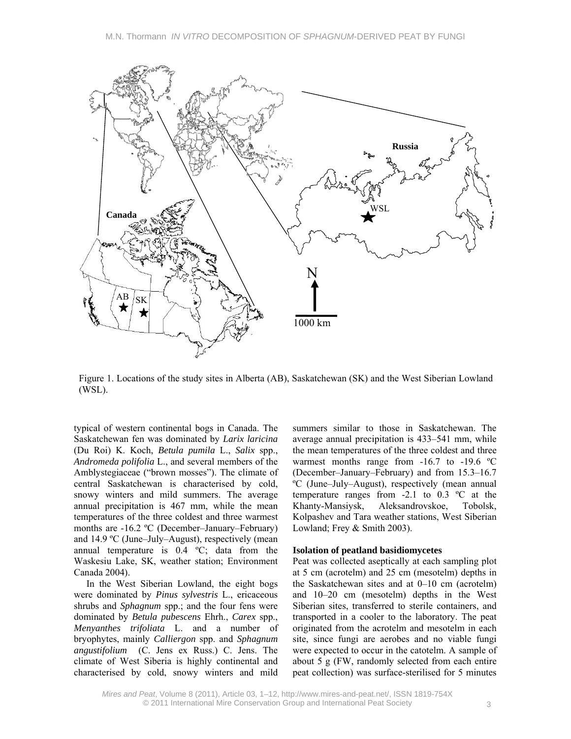Figure 1. Locations of the study sites in Alberta (AB), Saskatchewan (SK) and the West Siberian Lowland (WSL).

typical of western continental bogs in Canada. The Saskatchewan fen was dominated by *Larix laricina* (Du Roi) K. Koch, *Betula pumila* L., *Salix* spp., *Andromeda polifolia* L., and several members of the Amblystegiaceae ("brown mosses"). The climate of central Saskatchewan is characterised by cold, snowy winters and mild summers. The average annual precipitation is 467 mm, while the mean temperatures of the three coldest and three warmest months are -16.2 ºC (December–January–February) and 14.9 ºC (June–July–August), respectively (mean annual temperature is 0.4 ºC; data from the Waskesiu Lake, SK, weather station; Environment Canada 2004).

In the West Siberian Lowland, the eight bogs were dominated by *Pinus sylvestris* L., ericaceous shrubs and *Sphagnum* spp.; and the four fens were dominated by *Betula pubescens* Ehrh., *Carex* spp., *Menyanthes trifoliata* L. and a number of bryophytes, mainly *Calliergon* spp. and *Sphagnum angustifolium* (C. Jens ex Russ.) C. Jens. The climate of West Siberia is highly continental and characterised by cold, snowy winters and mild summers similar to those in Saskatchewan. The average annual precipitation is 433–541 mm, while the mean temperatures of the three coldest and three warmest months range from -16.7 to -19.6 ºC (December–January–February) and from 15.3–16.7 ºC (June–July–August), respectively (mean annual temperature ranges from -2.1 to 0.3 ºC at the Khanty-Mansiysk, Aleksandrovskoe, Tobolsk, Kolpashev and Tara weather stations, West Siberian Lowland; Frey & Smith 2003).

**Isolation of peatland basidiomycetes**

Peat was collected aseptically at each sampling plot at 5 cm (acrotelm) and 25 cm (mesotelm) depths in the Saskatchewan sites and at 0–10 cm (acrotelm) and 10–20 cm (mesotelm) depths in the West Siberian sites, transferred to sterile containers, and transported in a cooler to the laboratory. The peat originated from the acrotelm and mesotelm in each site, since fungi are aerobes and no viable fungi were expected to occur in the catotelm. A sample of about 5 g (FW, randomly selected from each entire peat collection) was surface-sterilised for 5 minutes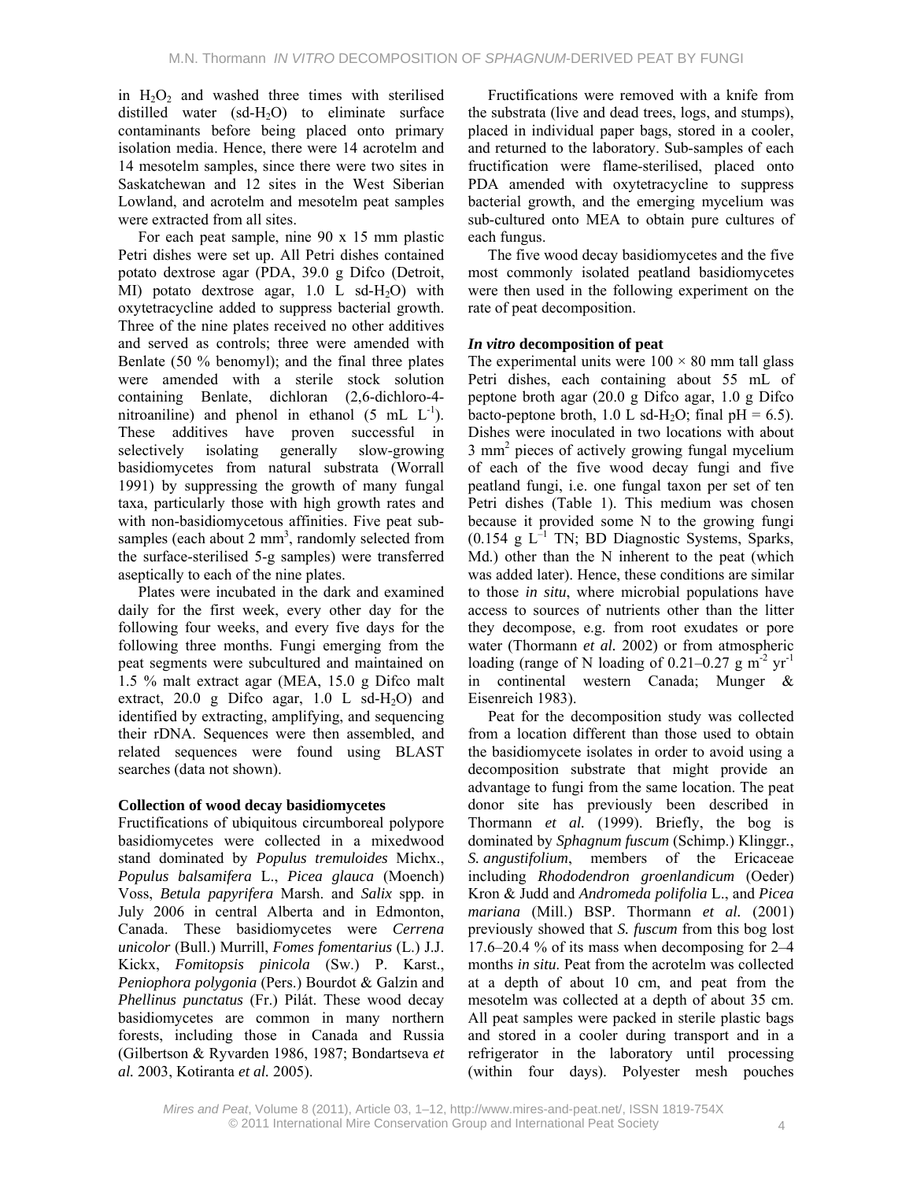in $H_2O_2$ and washed three times with sterilised distilled water (sd-$H_2O$) to eliminate surface contaminants before being placed onto primary isolation media. Hence, there were 14 acrotelm and 14 mesotelm samples, since there were two sites in Saskatchewan and 12 sites in the West Siberian Lowland, and acrotelm and mesotelm peat samples were extracted from all sites.

For each peat sample, nine 90 x 15 mm plastic Petri dishes were set up. All Petri dishes contained potato dextrose agar (PDA, 39.0 g Difco (Detroit, MI) potato dextrose agar, 1.0 L sd-$H_2O$) with oxytetracycline added to suppress bacterial growth. Three of the nine plates received no other additives and served as controls; three were amended with Benlate (50 % benomyl); and the final three plates were amended with a sterile stock solution containing Benlate, dichloran (2,6-dichloro-4-nitroaniline) and phenol in ethanol (5 mL $L^{-1}$). These additives have proven successful in selectively isolating generally slow-growing basidiomycetes from natural substrata (Worrall 1991) by suppressing the growth of many fungal taxa, particularly those with high growth rates and with non-basidiomycetous affinities. Five peat sub-samples (each about 2 $mm^3$, randomly selected from the surface-sterilised 5-g samples) were transferred aseptically to each of the nine plates.

Plates were incubated in the dark and examined daily for the first week, every other day for the following four weeks, and every five days for the following three months. Fungi emerging from the peat segments were subcultured and maintained on 1.5 % malt extract agar (MEA, 15.0 g Difco malt extract, 20.0 g Difco agar, 1.0 L sd-$H_2O$) and identified by extracting, amplifying, and sequencing their rDNA. Sequences were then assembled, and related sequences were found using BLAST searches (data not shown).

### Collection of wood decay basidiomycetes

Fructifications of ubiquitous circumboreal polypore basidiomycetes were collected in a mixedwood stand dominated by *Populus tremuloides* Michx., *Populus balsamifera* L., *Picea glauca* (Moench) Voss, *Betula papyrifera* Marsh. and *Salix* spp. in July 2006 in central Alberta and in Edmonton, Canada. These basidiomycetes were *Cerrena unicolor* (Bull.) Murrill, *Fomes fomentarius* (L.) J.J. Kickx, *Fomitopsis pinicola* (Sw.) P. Karst., *Peniophora polygonia* (Pers.) Bourdot & Galzin and *Phellinus punctatus* (Fr.) Pilát. These wood decay basidiomycetes are common in many northern forests, including those in Canada and Russia (Gilbertson & Ryvarden 1986, 1987; Bondartseva *et al.* 2003, Kotiranta *et al.* 2005).

Fructifications were removed with a knife from the substrata (live and dead trees, logs, and stumps), placed in individual paper bags, stored in a cooler, and returned to the laboratory. Sub-samples of each fructification were flame-sterilised, placed onto PDA amended with oxytetracycline to suppress bacterial growth, and the emerging mycelium was sub-cultured onto MEA to obtain pure cultures of each fungus.

The five wood decay basidiomycetes and the five most commonly isolated peatland basidiomycetes were then used in the following experiment on the rate of peat decomposition.

### *In vitro* decomposition of peat

The experimental units were 100 × 80 mm tall glass Petri dishes, each containing about 55 mL of peptone broth agar (20.0 g Difco agar, 1.0 g Difco bacto-peptone broth, 1.0 L sd-$H_2O$; final pH = 6.5). Dishes were inoculated in two locations with about 3 $mm^2$ pieces of actively growing fungal mycelium of each of the five wood decay fungi and five peatland fungi, i.e. one fungal taxon per set of ten Petri dishes (Table 1). This medium was chosen because it provided some N to the growing fungi (0.154 g $L^{-1}$ TN; BD Diagnostic Systems, Sparks, Md.) other than the N inherent to the peat (which was added later). Hence, these conditions are similar to those *in situ*, where microbial populations have access to sources of nutrients other than the litter they decompose, e.g. from root exudates or pore water (Thormann *et al.* 2002) or from atmospheric loading (range of N loading of 0.21–0.27 g $m^{-2}$ $yr^{-1}$ in continental western Canada; Munger & Eisenreich 1983).

Peat for the decomposition study was collected from a location different than those used to obtain the basidiomycete isolates in order to avoid using a decomposition substrate that might provide an advantage to fungi from the same location. The peat donor site has previously been described in Thormann *et al.* (1999). Briefly, the bog is dominated by *Sphagnum fuscum* (Schimp.) Klinggr., *S. angustifolium*, members of the Ericaceae including *Rhododendron groenlandicum* (Oeder) Kron & Judd and *Andromeda polifolia* L., and *Picea mariana* (Mill.) BSP. Thormann *et al.* (2001) previously showed that *S. fuscum* from this bog lost 17.6–20.4 % of its mass when decomposing for 2–4 months *in situ*. Peat from the acrotelm was collected at a depth of about 10 cm, and peat from the mesotelm was collected at a depth of about 35 cm. All peat samples were packed in sterile plastic bags and stored in a cooler during transport and in a refrigerator in the laboratory until processing (within four days). Polyester mesh pouches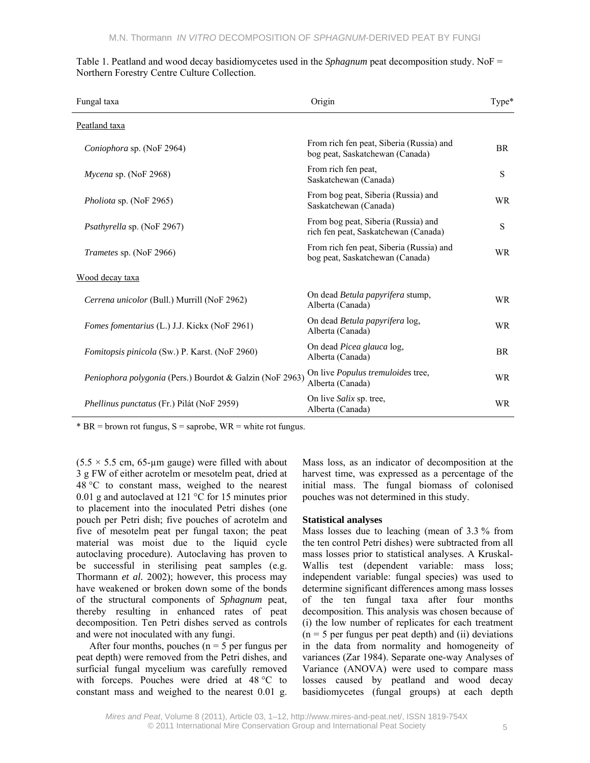Table 1. Peatland and wood decay basidiomycetes used in the *Sphagnum* peat decomposition study. NoF = Northern Forestry Centre Culture Collection.

| Fungal taxa | Origin | Type* |
|---|---|---|
| Peatland taxa | | |
| *Coniophora* sp. (NoF 2964) | From rich fen peat, Siberia (Russia) and bog peat, Saskatchewan (Canada) | BR |
| *Mycena* sp. (NoF 2968) | From rich fen peat, Saskatchewan (Canada) | S |
| *Pholiota* sp. (NoF 2965) | From bog peat, Siberia (Russia) and Saskatchewan (Canada) | WR |
| *Psathyrella* sp. (NoF 2967) | From bog peat, Siberia (Russia) and rich fen peat, Saskatchewan (Canada) | S |
| *Trametes* sp. (NoF 2966) | From rich fen peat, Siberia (Russia) and bog peat, Saskatchewan (Canada) | WR |
| Wood decay taxa | | |
| *Cerrena unicolor* (Bull.) Murrill (NoF 2962) | On dead *Betula papyrifera* stump, Alberta (Canada) | WR |
| *Fomes fomentarius* (L.) J.J. Kickx (NoF 2961) | On dead *Betula papyrifera* log, Alberta (Canada) | WR |
| *Fomitopsis pinicola* (Sw.) P. Karst. (NoF 2960) | On dead *Picea glauca* log, Alberta (Canada) | BR |
| *Peniophora polygonia* (Pers.) Bourdot & Galzin (NoF 2963) | On live *Populus tremuloides* tree, Alberta (Canada) | WR |
| *Phellinus punctatus* (Fr.) Pilát (NoF 2959) | On live *Salix* sp. tree, Alberta (Canada) | WR |

* BR = brown rot fungus, S = saprobe, WR = white rot fungus.

(5.5 × 5.5 cm, 65-μm gauge) were filled with about 3 g FW of either acrotelm or mesotelm peat, dried at 48 °C to constant mass, weighed to the nearest 0.01 g and autoclaved at 121 °C for 15 minutes prior to placement into the inoculated Petri dishes (one pouch per Petri dish; five pouches of acrotelm and five of mesotelm peat per fungal taxon; the peat material was moist due to the liquid cycle autoclaving procedure). Autoclaving has proven to be successful in sterilising peat samples (e.g. Thormann *et al.* 2002); however, this process may have weakened or broken down some of the bonds of the structural components of *Sphagnum* peat, thereby resulting in enhanced rates of peat decomposition. Ten Petri dishes served as controls and were not inoculated with any fungi.

After four months, pouches (n = 5 per fungus per peat depth) were removed from the Petri dishes, and surficial fungal mycelium was carefully removed with forceps. Pouches were dried at 48 °C to constant mass and weighed to the nearest 0.01 g. Mass loss, as an indicator of decomposition at the harvest time, was expressed as a percentage of the initial mass. The fungal biomass of colonised pouches was not determined in this study.

**Statistical analyses**

Mass losses due to leaching (mean of 3.3 % from the ten control Petri dishes) were subtracted from all mass losses prior to statistical analyses. A Kruskal-Wallis test (dependent variable: mass loss; independent variable: fungal species) was used to determine significant differences among mass losses of the ten fungal taxa after four months decomposition. This analysis was chosen because of (i) the low number of replicates for each treatment (n = 5 per fungus per peat depth) and (ii) deviations in the data from normality and homogeneity of variances (Zar 1984). Separate one-way Analyses of Variance (ANOVA) were used to compare mass losses caused by peatland and wood decay basidiomycetes (fungal groups) at each depth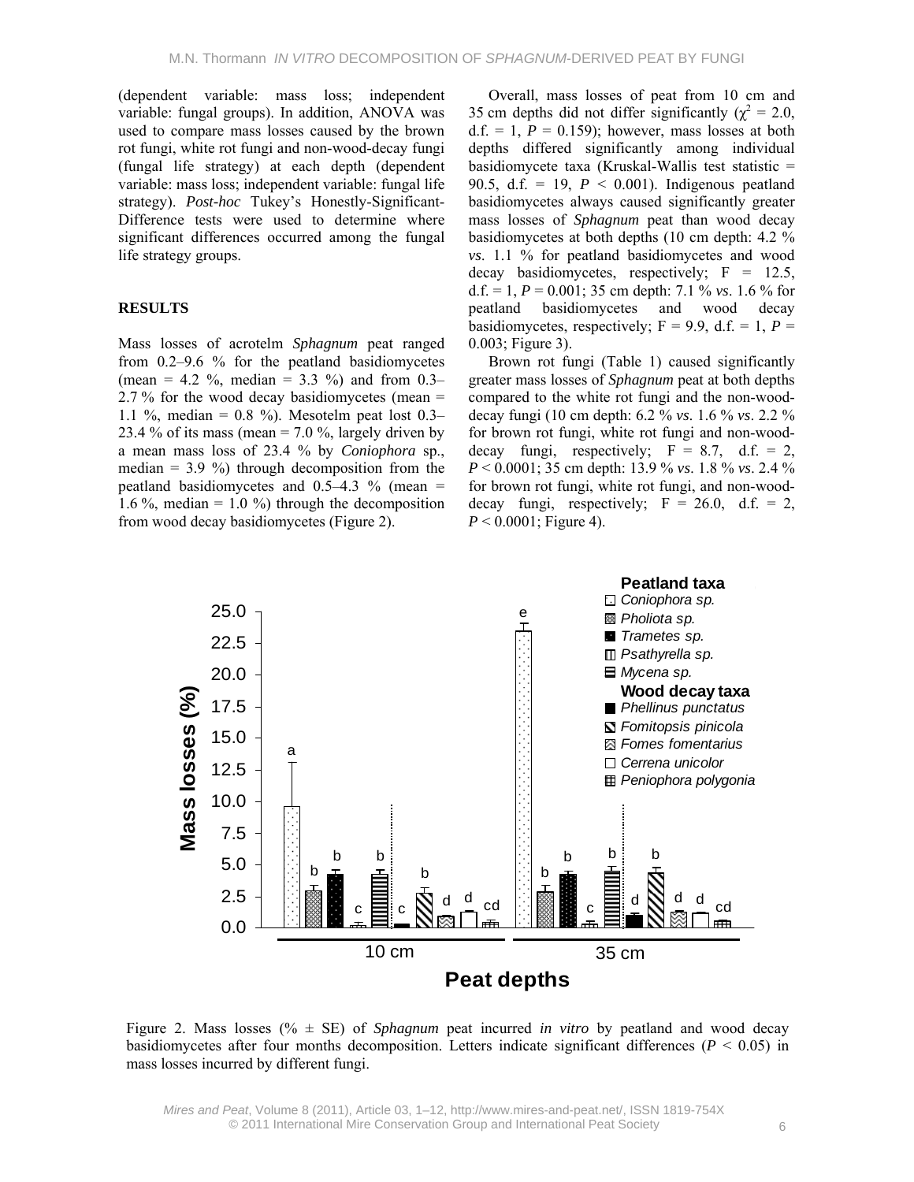(dependent variable: mass loss; independent variable: fungal groups). In addition, ANOVA was used to compare mass losses caused by the brown rot fungi, white rot fungi and non-wood-decay fungi (fungal life strategy) at each depth (dependent variable: mass loss; independent variable: fungal life strategy). *Post-hoc* Tukey's Honestly-Significant-Difference tests were used to determine where significant differences occurred among the fungal life strategy groups.

## RESULTS

Mass losses of acrotelm *Sphagnum* peat ranged from 0.2–9.6 % for the peatland basidiomycetes (mean = 4.2 %, median = 3.3 %) and from 0.3–2.7 % for the wood decay basidiomycetes (mean = 1.1 %, median = 0.8 %). Mesotelm peat lost 0.3–23.4 % of its mass (mean = 7.0 %, largely driven by a mean mass loss of 23.4 % by *Coniophora* sp., median = 3.9 %) through decomposition from the peatland basidiomycetes and 0.5–4.3 % (mean = 1.6 %, median = 1.0 %) through the decomposition from wood decay basidiomycetes (Figure 2).

Overall, mass losses of peat from 10 cm and 35 cm depths did not differ significantly ($\chi^2 = 2.0$, d.f. = 1, $P = 0.159$); however, mass losses at both depths differed significantly among individual basidiomycete taxa (Kruskal-Wallis test statistic = 90.5, d.f. = 19, $P < 0.001$). Indigenous peatland basidiomycetes always caused significantly greater mass losses of *Sphagnum* peat than wood decay basidiomycetes at both depths (10 cm depth: 4.2 % *vs*. 1.1 % for peatland basidiomycetes and wood decay basidiomycetes, respectively; F = 12.5, d.f. = 1, $P = 0.001$; 35 cm depth: 7.1 % *vs*. 1.6 % for peatland basidiomycetes and wood decay basidiomycetes, respectively; F = 9.9, d.f. = 1, $P = 0.003$; Figure 3).

Brown rot fungi (Table 1) caused significantly greater mass losses of *Sphagnum* peat at both depths compared to the white rot fungi and the non-wood-decay fungi (10 cm depth: 6.2 % *vs*. 1.6 % *vs*. 2.2 % for brown rot fungi, white rot fungi and non-wood-decay fungi, respectively; F = 8.7, d.f. = 2, $P < 0.0001$; 35 cm depth: 13.9 % *vs*. 1.8 % *vs*. 2.4 % for brown rot fungi, white rot fungi, and non-wood-decay fungi, respectively; F = 26.0, d.f. = 2, $P < 0.0001$; Figure 4).

Figure 2. Mass losses (% ± SE) of *Sphagnum* peat incurred *in vitro* by peatland and wood decay basidiomycetes after four months decomposition. Letters indicate significant differences ($P < 0.05$) in mass losses incurred by different fungi.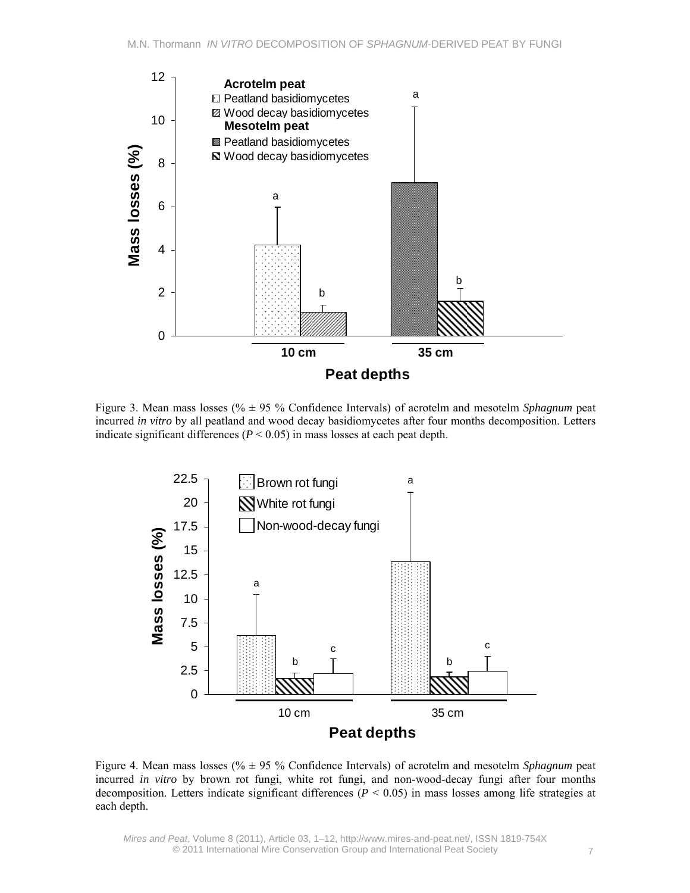Figure 3. Mean mass losses (% ± 95 % Confidence Intervals) of acrotelm and mesotelm *Sphagnum* peat incurred *in vitro* by all peatland and wood decay basidiomycetes after four months decomposition. Letters indicate significant differences ($P < 0.05$) in mass losses at each peat depth.

Figure 4. Mean mass losses (% ± 95 % Confidence Intervals) of acrotelm and mesotelm *Sphagnum* peat incurred *in vitro* by brown rot fungi, white rot fungi, and non-wood-decay fungi after four months decomposition. Letters indicate significant differences ($P < 0.05$) in mass losses among life strategies at each depth.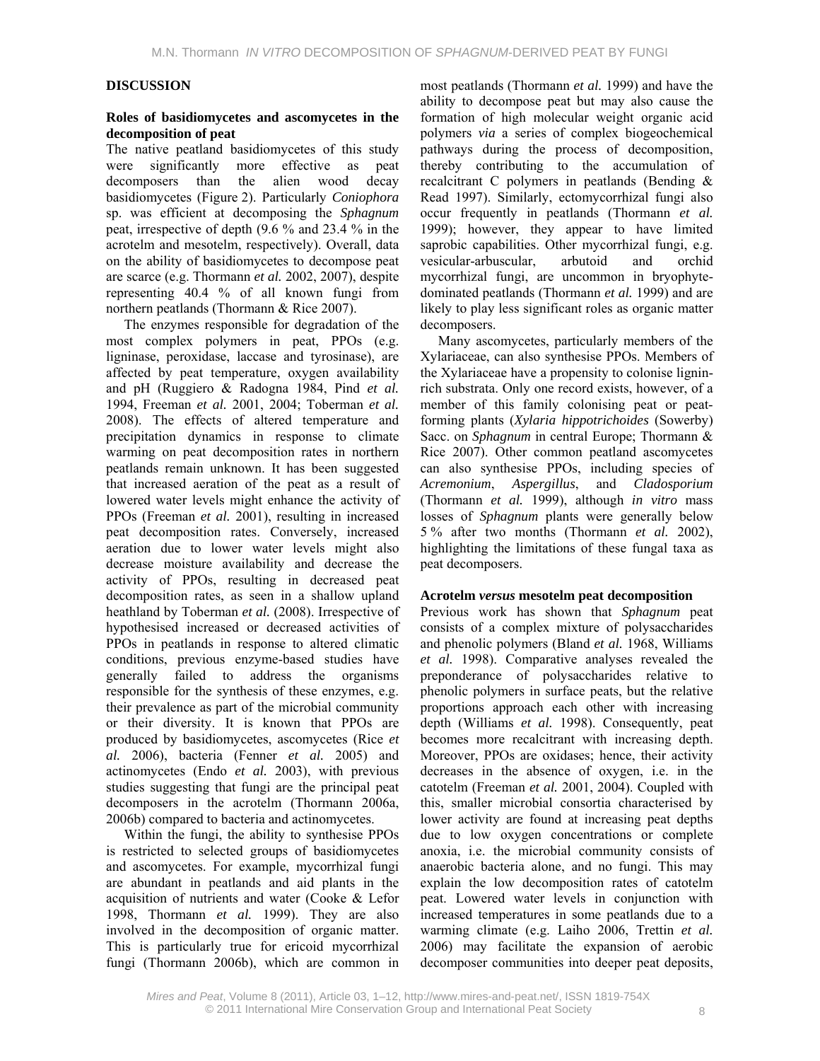## DISCUSSION

### Roles of basidiomycetes and ascomycetes in the decomposition of peat

The native peatland basidiomycetes of this study were significantly more effective as peat decomposers than the alien wood decay basidiomycetes (Figure 2). Particularly *Coniophora* sp. was efficient at decomposing the *Sphagnum* peat, irrespective of depth (9.6 % and 23.4 % in the acrotelm and mesotelm, respectively). Overall, data on the ability of basidiomycetes to decompose peat are scarce (e.g. Thormann *et al.* 2002, 2007), despite representing 40.4 % of all known fungi from northern peatlands (Thormann & Rice 2007).

The enzymes responsible for degradation of the most complex polymers in peat, PPOs (e.g. ligninase, peroxidase, laccase and tyrosinase), are affected by peat temperature, oxygen availability and pH (Ruggiero & Radogna 1984, Pind *et al.* 1994, Freeman *et al.* 2001, 2004; Toberman *et al.* 2008). The effects of altered temperature and precipitation dynamics in response to climate warming on peat decomposition rates in northern peatlands remain unknown. It has been suggested that increased aeration of the peat as a result of lowered water levels might enhance the activity of PPOs (Freeman *et al.* 2001), resulting in increased peat decomposition rates. Conversely, increased aeration due to lower water levels might also decrease moisture availability and decrease the activity of PPOs, resulting in decreased peat decomposition rates, as seen in a shallow upland heathland by Toberman *et al.* (2008). Irrespective of hypothesised increased or decreased activities of PPOs in peatlands in response to altered climatic conditions, previous enzyme-based studies have generally failed to address the organisms responsible for the synthesis of these enzymes, e.g. their prevalence as part of the microbial community or their diversity. It is known that PPOs are produced by basidiomycetes, ascomycetes (Rice *et al.* 2006), bacteria (Fenner *et al.* 2005) and actinomycetes (Endo *et al.* 2003), with previous studies suggesting that fungi are the principal peat decomposers in the acrotelm (Thormann 2006a, 2006b) compared to bacteria and actinomycetes.

Within the fungi, the ability to synthesise PPOs is restricted to selected groups of basidiomycetes and ascomycetes. For example, mycorrhizal fungi are abundant in peatlands and aid plants in the acquisition of nutrients and water (Cooke & Lefor 1998, Thormann *et al.* 1999). They are also involved in the decomposition of organic matter. This is particularly true for ericoid mycorrhizal fungi (Thormann 2006b), which are common in most peatlands (Thormann *et al.* 1999) and have the ability to decompose peat but may also cause the formation of high molecular weight organic acid polymers *via* a series of complex biogeochemical pathways during the process of decomposition, thereby contributing to the accumulation of recalcitrant C polymers in peatlands (Bending & Read 1997). Similarly, ectomycorrhizal fungi also occur frequently in peatlands (Thormann *et al.* 1999); however, they appear to have limited saprobic capabilities. Other mycorrhizal fungi, e.g. vesicular-arbuscular, arbutoid and orchid mycorrhizal fungi, are uncommon in bryophyte-dominated peatlands (Thormann *et al.* 1999) and are likely to play less significant roles as organic matter decomposers.

Many ascomycetes, particularly members of the Xylariaceae, can also synthesise PPOs. Members of the Xylariaceae have a propensity to colonise lignin-rich substrata. Only one record exists, however, of a member of this family colonising peat or peat-forming plants (*Xylaria hippotrichoides* (Sowerby) Sacc. on *Sphagnum* in central Europe; Thormann & Rice 2007). Other common peatland ascomycetes can also synthesise PPOs, including species of *Acremonium*, *Aspergillus*, and *Cladosporium* (Thormann *et al.* 1999), although *in vitro* mass losses of *Sphagnum* plants were generally below 5 % after two months (Thormann *et al.* 2002), highlighting the limitations of these fungal taxa as peat decomposers.

### Acrotelm *versus* mesotelm peat decomposition

Previous work has shown that *Sphagnum* peat consists of a complex mixture of polysaccharides and phenolic polymers (Bland *et al.* 1968, Williams *et al.* 1998). Comparative analyses revealed the preponderance of polysaccharides relative to phenolic polymers in surface peats, but the relative proportions approach each other with increasing depth (Williams *et al.* 1998). Consequently, peat becomes more recalcitrant with increasing depth. Moreover, PPOs are oxidases; hence, their activity decreases in the absence of oxygen, i.e. in the catotelm (Freeman *et al.* 2001, 2004). Coupled with this, smaller microbial consortia characterised by lower activity are found at increasing peat depths due to low oxygen concentrations or complete anoxia, i.e. the microbial community consists of anaerobic bacteria alone, and no fungi. This may explain the low decomposition rates of catotelm peat. Lowered water levels in conjunction with increased temperatures in some peatlands due to a warming climate (e.g. Laiho 2006, Trettin *et al.* 2006) may facilitate the expansion of aerobic decomposer communities into deeper peat deposits,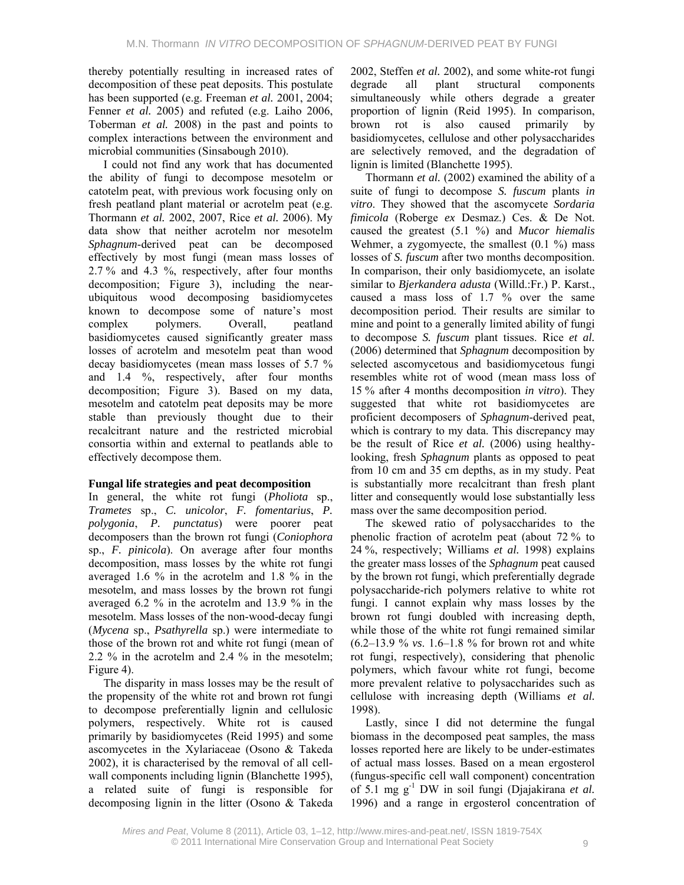thereby potentially resulting in increased rates of decomposition of these peat deposits. This postulate has been supported (e.g. Freeman *et al.* 2001, 2004; Fenner *et al.* 2005) and refuted (e.g. Laiho 2006, Toberman *et al.* 2008) in the past and points to complex interactions between the environment and microbial communities (Sinsabough 2010).

I could not find any work that has documented the ability of fungi to decompose mesotelm or catotelm peat, with previous work focusing only on fresh peatland plant material or acrotelm peat (e.g. Thormann *et al.* 2002, 2007, Rice *et al.* 2006). My data show that neither acrotelm nor mesotelm *Sphagnum*-derived peat can be decomposed effectively by most fungi (mean mass losses of 2.7 % and 4.3 %, respectively, after four months decomposition; Figure 3), including the near-ubiquitous wood decomposing basidiomycetes known to decompose some of nature's most complex polymers. Overall, peatland basidiomycetes caused significantly greater mass losses of acrotelm and mesotelm peat than wood decay basidiomycetes (mean mass losses of 5.7 % and 1.4 %, respectively, after four months decomposition; Figure 3). Based on my data, mesotelm and catotelm peat deposits may be more stable than previously thought due to their recalcitrant nature and the restricted microbial consortia within and external to peatlands able to effectively decompose them.

**Fungal life strategies and peat decomposition**

In general, the white rot fungi (*Pholiota* sp., *Trametes* sp., *C. unicolor*, *F. fomentarius*, *P. polygonia*, *P. punctatus*) were poorer peat decomposers than the brown rot fungi (*Coniophora* sp., *F. pinicola*). On average after four months decomposition, mass losses by the white rot fungi averaged 1.6 % in the acrotelm and 1.8 % in the mesotelm, and mass losses by the brown rot fungi averaged 6.2 % in the acrotelm and 13.9 % in the mesotelm. Mass losses of the non-wood-decay fungi (*Mycena* sp., *Psathyrella* sp.) were intermediate to those of the brown rot and white rot fungi (mean of 2.2 % in the acrotelm and 2.4 % in the mesotelm; Figure 4).

The disparity in mass losses may be the result of the propensity of the white rot and brown rot fungi to decompose preferentially lignin and cellulosic polymers, respectively. White rot is caused primarily by basidiomycetes (Reid 1995) and some ascomycetes in the Xylariaceae (Osono & Takeda 2002), it is characterised by the removal of all cell-wall components including lignin (Blanchette 1995), a related suite of fungi is responsible for decomposing lignin in the litter (Osono & Takeda 2002, Steffen *et al.* 2002), and some white-rot fungi degrade all plant structural components simultaneously while others degrade a greater proportion of lignin (Reid 1995). In comparison, brown rot is also caused primarily by basidiomycetes, cellulose and other polysaccharides are selectively removed, and the degradation of lignin is limited (Blanchette 1995).

Thormann *et al.* (2002) examined the ability of a suite of fungi to decompose *S. fuscum* plants *in vitro*. They showed that the ascomycete *Sordaria fimicola* (Roberge *ex* Desmaz.) Ces. & De Not. caused the greatest (5.1 %) and *Mucor hiemalis* Wehmer, a zygomyecte, the smallest (0.1 %) mass losses of *S. fuscum* after two months decomposition. In comparison, their only basidiomycete, an isolate similar to *Bjerkandera adusta* (Willd.:Fr.) P. Karst., caused a mass loss of 1.7 % over the same decomposition period. Their results are similar to mine and point to a generally limited ability of fungi to decompose *S. fuscum* plant tissues. Rice *et al.* (2006) determined that *Sphagnum* decomposition by selected ascomycetous and basidiomycetous fungi resembles white rot of wood (mean mass loss of 15 % after 4 months decomposition *in vitro*). They suggested that white rot basidiomycetes are proficient decomposers of *Sphagnum*-derived peat, which is contrary to my data. This discrepancy may be the result of Rice *et al.* (2006) using healthy-looking, fresh *Sphagnum* plants as opposed to peat from 10 cm and 35 cm depths, as in my study. Peat is substantially more recalcitrant than fresh plant litter and consequently would lose substantially less mass over the same decomposition period.

The skewed ratio of polysaccharides to the phenolic fraction of acrotelm peat (about 72 % to 24 %, respectively; Williams *et al.* 1998) explains the greater mass losses of the *Sphagnum* peat caused by the brown rot fungi, which preferentially degrade polysaccharide-rich polymers relative to white rot fungi. I cannot explain why mass losses by the brown rot fungi doubled with increasing depth, while those of the white rot fungi remained similar (6.2–13.9 % *vs.* 1.6–1.8 % for brown rot and white rot fungi, respectively), considering that phenolic polymers, which favour white rot fungi, become more prevalent relative to polysaccharides such as cellulose with increasing depth (Williams *et al.* 1998).

Lastly, since I did not determine the fungal biomass in the decomposed peat samples, the mass losses reported here are likely to be under-estimates of actual mass losses. Based on a mean ergosterol (fungus-specific cell wall component) concentration of 5.1 mg $g^{-1}$ DW in soil fungi (Djajakirana *et al.* 1996) and a range in ergosterol concentration of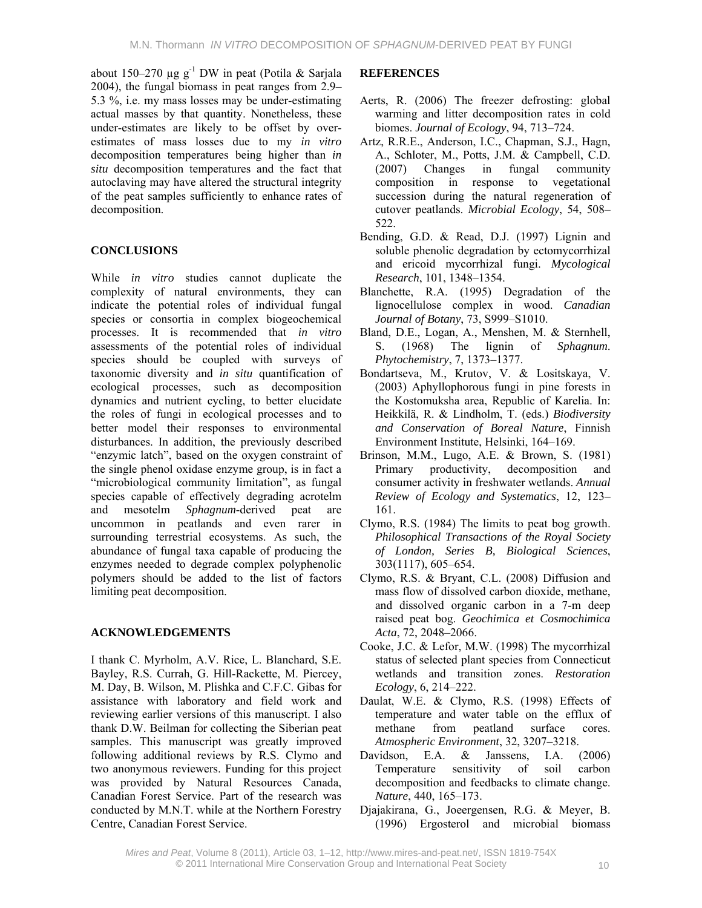about 150–270 μg $g^{-1}$ DW in peat (Potila & Sarjala 2004), the fungal biomass in peat ranges from 2.9–5.3 %, i.e. my mass losses may be under-estimating actual masses by that quantity. Nonetheless, these under-estimates are likely to be offset by over-estimates of mass losses due to my *in vitro* decomposition temperatures being higher than *in situ* decomposition temperatures and the fact that autoclaving may have altered the structural integrity of the peat samples sufficiently to enhance rates of decomposition.

## CONCLUSIONS

While *in vitro* studies cannot duplicate the complexity of natural environments, they can indicate the potential roles of individual fungal species or consortia in complex biogeochemical processes. It is recommended that *in vitro* assessments of the potential roles of individual species should be coupled with surveys of taxonomic diversity and *in situ* quantification of ecological processes, such as decomposition dynamics and nutrient cycling, to better elucidate the roles of fungi in ecological processes and to better model their responses to environmental disturbances. In addition, the previously described "enzymic latch", based on the oxygen constraint of the single phenol oxidase enzyme group, is in fact a "microbiological community limitation", as fungal species capable of effectively degrading acrotelm and mesotelm *Sphagnum*-derived peat are uncommon in peatlands and even rarer in surrounding terrestrial ecosystems. As such, the abundance of fungal taxa capable of producing the enzymes needed to degrade complex polyphenolic polymers should be added to the list of factors limiting peat decomposition.

## ACKNOWLEDGEMENTS

I thank C. Myrholm, A.V. Rice, L. Blanchard, S.E. Bayley, R.S. Currah, G. Hill-Rackette, M. Piercey, M. Day, B. Wilson, M. Plishka and C.F.C. Gibas for assistance with laboratory and field work and reviewing earlier versions of this manuscript. I also thank D.W. Beilman for collecting the Siberian peat samples. This manuscript was greatly improved following additional reviews by R.S. Clymo and two anonymous reviewers. Funding for this project was provided by Natural Resources Canada, Canadian Forest Service. Part of the research was conducted by M.N.T. while at the Northern Forestry Centre, Canadian Forest Service.

## REFERENCES

Aerts, R. (2006) The freezer defrosting: global warming and litter decomposition rates in cold biomes. *Journal of Ecology*, 94, 713–724.

Artz, R.R.E., Anderson, I.C., Chapman, S.J., Hagn, A., Schloter, M., Potts, J.M. & Campbell, C.D. (2007) Changes in fungal community composition in response to vegetational succession during the natural regeneration of cutover peatlands. *Microbial Ecology*, 54, 508–522.

Bending, G.D. & Read, D.J. (1997) Lignin and soluble phenolic degradation by ectomycorrhizal and ericoid mycorrhizal fungi. *Mycological Research*, 101, 1348–1354.

Blanchette, R.A. (1995) Degradation of the lignocellulose complex in wood. *Canadian Journal of Botany*, 73, S999–S1010.

Bland, D.E., Logan, A., Menshen, M. & Sternhell, S. (1968) The lignin of *Sphagnum*. *Phytochemistry*, 7, 1373–1377.

Bondartseva, M., Krutov, V. & Lositskaya, V. (2003) Aphyllophorous fungi in pine forests in the Kostomuksha area, Republic of Karelia. In: Heikkilä, R. & Lindholm, T. (eds.) *Biodiversity and Conservation of Boreal Nature*, Finnish Environment Institute, Helsinki, 164–169.

Brinson, M.M., Lugo, A.E. & Brown, S. (1981) Primary productivity, decomposition and consumer activity in freshwater wetlands. *Annual Review of Ecology and Systematics*, 12, 123–161.

Clymo, R.S. (1984) The limits to peat bog growth. *Philosophical Transactions of the Royal Society of London, Series B, Biological Sciences*, 303(1117), 605–654.

Clymo, R.S. & Bryant, C.L. (2008) Diffusion and mass flow of dissolved carbon dioxide, methane, and dissolved organic carbon in a 7-m deep raised peat bog. *Geochimica et Cosmochimica Acta*, 72, 2048–2066.

Cooke, J.C. & Lefor, M.W. (1998) The mycorrhizal status of selected plant species from Connecticut wetlands and transition zones. *Restoration Ecology*, 6, 214–222.

Daulat, W.E. & Clymo, R.S. (1998) Effects of temperature and water table on the efflux of methane from peatland surface cores. *Atmospheric Environment*, 32, 3207–3218.

Davidson, E.A. & Janssens, I.A. (2006) Temperature sensitivity of soil carbon decomposition and feedbacks to climate change. *Nature*, 440, 165–173.

Djajakirana, G., Joeergensen, R.G. & Meyer, B. (1996) Ergosterol and microbial biomass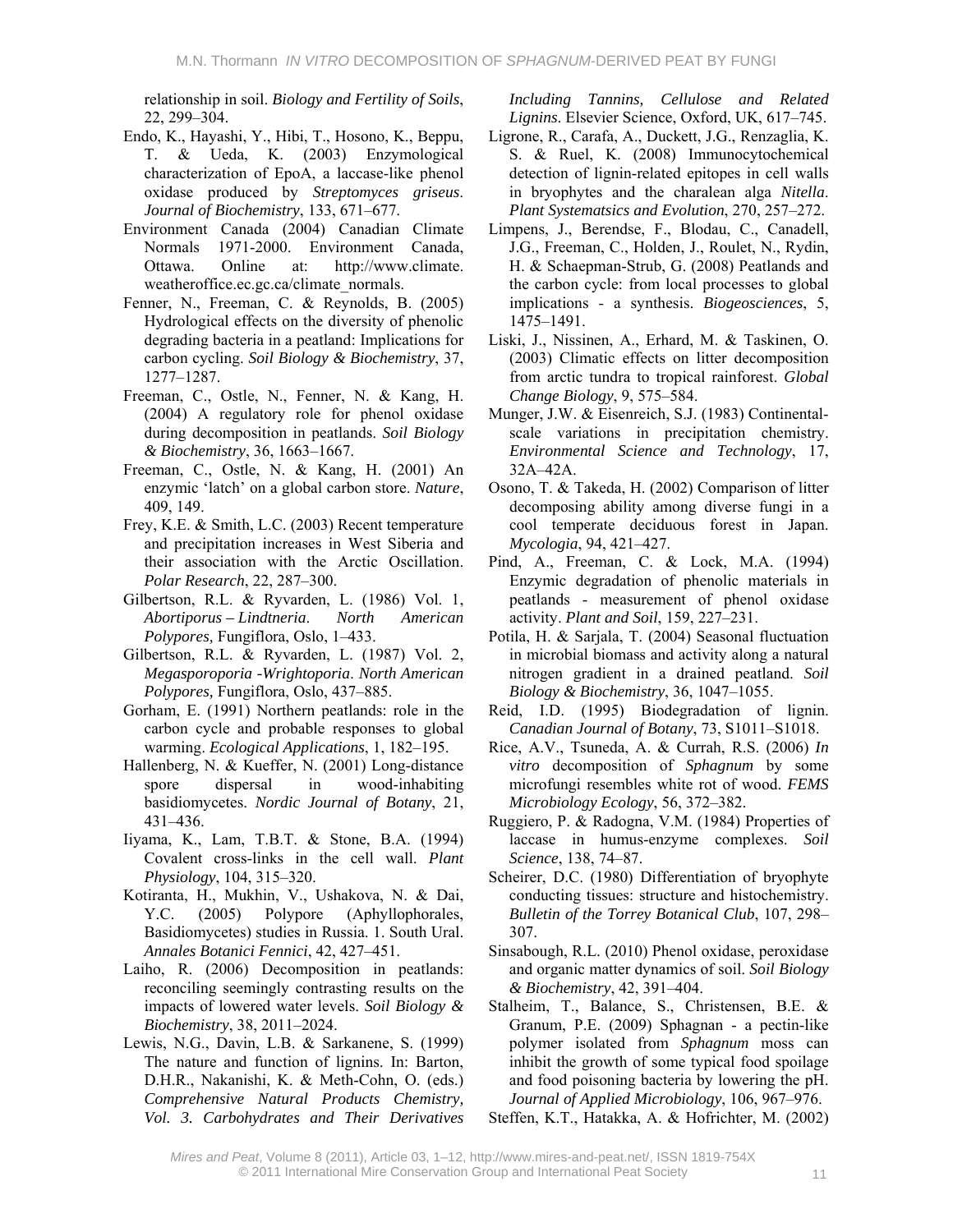relationship in soil. *Biology and Fertility of Soils*, 22, 299–304.

Endo, K., Hayashi, Y., Hibi, T., Hosono, K., Beppu, T. & Ueda, K. (2003) Enzymological characterization of EpoA, a laccase-like phenol oxidase produced by *Streptomyces griseus*. *Journal of Biochemistry*, 133, 671–677.

Environment Canada (2004) Canadian Climate Normals 1971-2000. Environment Canada, Ottawa. Online at: http://www.climate.weatheroffice.ec.gc.ca/climate_normals.

Fenner, N., Freeman, C. & Reynolds, B. (2005) Hydrological effects on the diversity of phenolic degrading bacteria in a peatland: Implications for carbon cycling. *Soil Biology & Biochemistry*, 37, 1277–1287.

Freeman, C., Ostle, N., Fenner, N. & Kang, H. (2004) A regulatory role for phenol oxidase during decomposition in peatlands. *Soil Biology & Biochemistry*, 36, 1663–1667.

Freeman, C., Ostle, N. & Kang, H. (2001) An enzymic 'latch' on a global carbon store. *Nature*, 409, 149.

Frey, K.E. & Smith, L.C. (2003) Recent temperature and precipitation increases in West Siberia and their association with the Arctic Oscillation. *Polar Research*, 22, 287–300.

Gilbertson, R.L. & Ryvarden, L. (1986) Vol. 1, *Abortiporus – Lindtneria*. *North American Polypores,* Fungiflora, Oslo, 1–433.

Gilbertson, R.L. & Ryvarden, L. (1987) Vol. 2, *Megasporoporia -Wrightoporia*. *North American Polypores,* Fungiflora, Oslo, 437–885.

Gorham, E. (1991) Northern peatlands: role in the carbon cycle and probable responses to global warming. *Ecological Applications*, 1, 182–195.

Hallenberg, N. & Kueffer, N. (2001) Long-distance spore dispersal in wood-inhabiting basidiomycetes. *Nordic Journal of Botany*, 21, 431–436.

Iiyama, K., Lam, T.B.T. & Stone, B.A. (1994) Covalent cross-links in the cell wall. *Plant Physiology*, 104, 315–320.

Kotiranta, H., Mukhin, V., Ushakova, N. & Dai, Y.C. (2005) Polypore (Aphyllophorales, Basidiomycetes) studies in Russia. 1. South Ural. *Annales Botanici Fennici*, 42, 427–451.

Laiho, R. (2006) Decomposition in peatlands: reconciling seemingly contrasting results on the impacts of lowered water levels. *Soil Biology & Biochemistry*, 38, 2011–2024.

Lewis, N.G., Davin, L.B. & Sarkanene, S. (1999) The nature and function of lignins. In: Barton, D.H.R., Nakanishi, K. & Meth-Cohn, O. (eds.) *Comprehensive Natural Products Chemistry, Vol. 3. Carbohydrates and Their Derivatives Including Tannins, Cellulose and Related Lignins*. Elsevier Science, Oxford, UK, 617–745.

Ligrone, R., Carafa, A., Duckett, J.G., Renzaglia, K. S. & Ruel, K. (2008) Immunocytochemical detection of lignin-related epitopes in cell walls in bryophytes and the charalean alga *Nitella*. *Plant Systematsics and Evolution*, 270, 257–272.

Limpens, J., Berendse, F., Blodau, C., Canadell, J.G., Freeman, C., Holden, J., Roulet, N., Rydin, H. & Schaepman-Strub, G. (2008) Peatlands and the carbon cycle: from local processes to global implications - a synthesis. *Biogeosciences*, 5, 1475–1491.

Liski, J., Nissinen, A., Erhard, M. & Taskinen, O. (2003) Climatic effects on litter decomposition from arctic tundra to tropical rainforest. *Global Change Biology*, 9, 575–584.

Munger, J.W. & Eisenreich, S.J. (1983) Continental-scale variations in precipitation chemistry. *Environmental Science and Technology*, 17, 32A–42A.

Osono, T. & Takeda, H. (2002) Comparison of litter decomposing ability among diverse fungi in a cool temperate deciduous forest in Japan. *Mycologia*, 94, 421–427.

Pind, A., Freeman, C. & Lock, M.A. (1994) Enzymic degradation of phenolic materials in peatlands - measurement of phenol oxidase activity. *Plant and Soil*, 159, 227–231.

Potila, H. & Sarjala, T. (2004) Seasonal fluctuation in microbial biomass and activity along a natural nitrogen gradient in a drained peatland. *Soil Biology & Biochemistry*, 36, 1047–1055.

Reid, I.D. (1995) Biodegradation of lignin. *Canadian Journal of Botany*, 73, S1011–S1018.

Rice, A.V., Tsuneda, A. & Currah, R.S. (2006) *In vitro* decomposition of *Sphagnum* by some microfungi resembles white rot of wood. *FEMS Microbiology Ecology*, 56, 372–382.

Ruggiero, P. & Radogna, V.M. (1984) Properties of laccase in humus-enzyme complexes. *Soil Science*, 138, 74–87.

Scheirer, D.C. (1980) Differentiation of bryophyte conducting tissues: structure and histochemistry. *Bulletin of the Torrey Botanical Club*, 107, 298–307.

Sinsabough, R.L. (2010) Phenol oxidase, peroxidase and organic matter dynamics of soil. *Soil Biology & Biochemistry*, 42, 391–404.

Stalheim, T., Balance, S., Christensen, B.E. & Granum, P.E. (2009) Sphagnan - a pectin-like polymer isolated from *Sphagnum* moss can inhibit the growth of some typical food spoilage and food poisoning bacteria by lowering the pH. *Journal of Applied Microbiology*, 106, 967–976.

Steffen, K.T., Hatakka, A. & Hofrichter, M. (2002)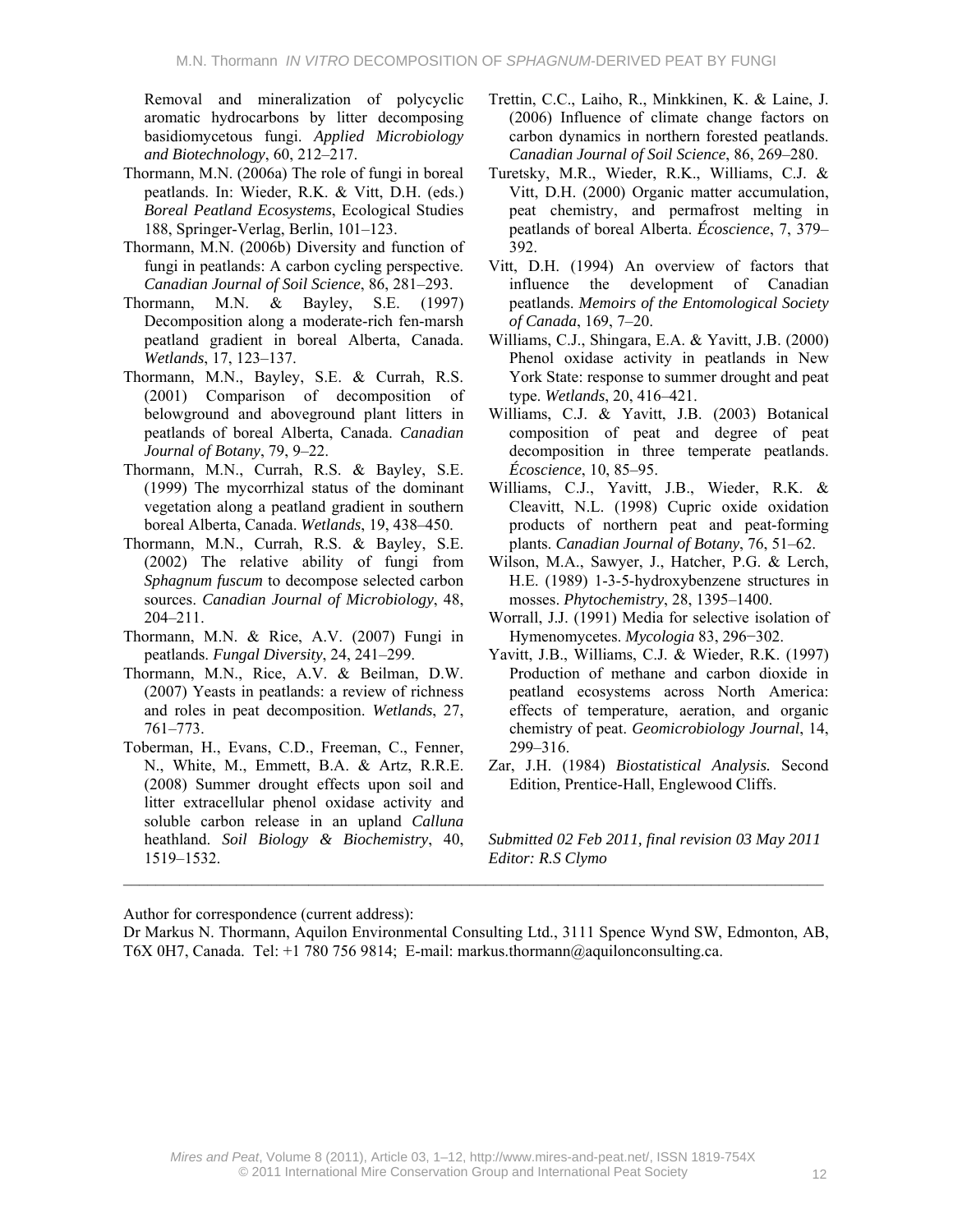Removal and mineralization of polycyclic aromatic hydrocarbons by litter decomposing basidiomycetous fungi. *Applied Microbiology and Biotechnology*, 60, 212–217.

Thormann, M.N. (2006a) The role of fungi in boreal peatlands. In: Wieder, R.K. & Vitt, D.H. (eds.) *Boreal Peatland Ecosystems*, Ecological Studies 188, Springer-Verlag, Berlin, 101–123.

Thormann, M.N. (2006b) Diversity and function of fungi in peatlands: A carbon cycling perspective. *Canadian Journal of Soil Science*, 86, 281–293.

Thormann, M.N. & Bayley, S.E. (1997) Decomposition along a moderate-rich fen-marsh peatland gradient in boreal Alberta, Canada. *Wetlands*, 17, 123–137.

Thormann, M.N., Bayley, S.E. & Currah, R.S. (2001) Comparison of decomposition of belowground and aboveground plant litters in peatlands of boreal Alberta, Canada. *Canadian Journal of Botany*, 79, 9–22.

Thormann, M.N., Currah, R.S. & Bayley, S.E. (1999) The mycorrhizal status of the dominant vegetation along a peatland gradient in southern boreal Alberta, Canada. *Wetlands*, 19, 438–450.

Thormann, M.N., Currah, R.S. & Bayley, S.E. (2002) The relative ability of fungi from *Sphagnum fuscum* to decompose selected carbon sources. *Canadian Journal of Microbiology*, 48, 204–211.

Thormann, M.N. & Rice, A.V. (2007) Fungi in peatlands. *Fungal Diversity*, 24, 241–299.

Thormann, M.N., Rice, A.V. & Beilman, D.W. (2007) Yeasts in peatlands: a review of richness and roles in peat decomposition. *Wetlands*, 27, 761–773.

Toberman, H., Evans, C.D., Freeman, C., Fenner, N., White, M., Emmett, B.A. & Artz, R.R.E. (2008) Summer drought effects upon soil and litter extracellular phenol oxidase activity and soluble carbon release in an upland *Calluna* heathland. *Soil Biology & Biochemistry*, 40, 1519–1532.

Trettin, C.C., Laiho, R., Minkkinen, K. & Laine, J. (2006) Influence of climate change factors on carbon dynamics in northern forested peatlands. *Canadian Journal of Soil Science*, 86, 269–280.

Turetsky, M.R., Wieder, R.K., Williams, C.J. & Vitt, D.H. (2000) Organic matter accumulation, peat chemistry, and permafrost melting in peatlands of boreal Alberta. *Écoscience*, 7, 379–392.

Vitt, D.H. (1994) An overview of factors that influence the development of Canadian peatlands. *Memoirs of the Entomological Society of Canada*, 169, 7–20.

Williams, C.J., Shingara, E.A. & Yavitt, J.B. (2000) Phenol oxidase activity in peatlands in New York State: response to summer drought and peat type. *Wetlands*, 20, 416–421.

Williams, C.J. & Yavitt, J.B. (2003) Botanical composition of peat and degree of peat decomposition in three temperate peatlands. *Écoscience*, 10, 85–95.

Williams, C.J., Yavitt, J.B., Wieder, R.K. & Cleavitt, N.L. (1998) Cupric oxide oxidation products of northern peat and peat-forming plants. *Canadian Journal of Botany*, 76, 51–62.

Wilson, M.A., Sawyer, J., Hatcher, P.G. & Lerch, H.E. (1989) 1-3-5-hydroxybenzene structures in mosses. *Phytochemistry*, 28, 1395–1400.

Worrall, J.J. (1991) Media for selective isolation of Hymenomycetes. *Mycologia* 83, 296−302.

Yavitt, J.B., Williams, C.J. & Wieder, R.K. (1997) Production of methane and carbon dioxide in peatland ecosystems across North America: effects of temperature, aeration, and organic chemistry of peat. *Geomicrobiology Journal*, 14, 299–316.

Zar, J.H. (1984) *Biostatistical Analysis.* Second Edition, Prentice-Hall, Englewood Cliffs.

*Submitted 02 Feb 2011, final revision 03 May 2011*
*Editor: R.S Clymo*

---

Author for correspondence (current address):
Dr Markus N. Thormann, Aquilon Environmental Consulting Ltd., 3111 Spence Wynd SW, Edmonton, AB, T6X 0H7, Canada. Tel: +1 780 756 9814; E-mail: markus.thormann@aquilonconsulting.ca.